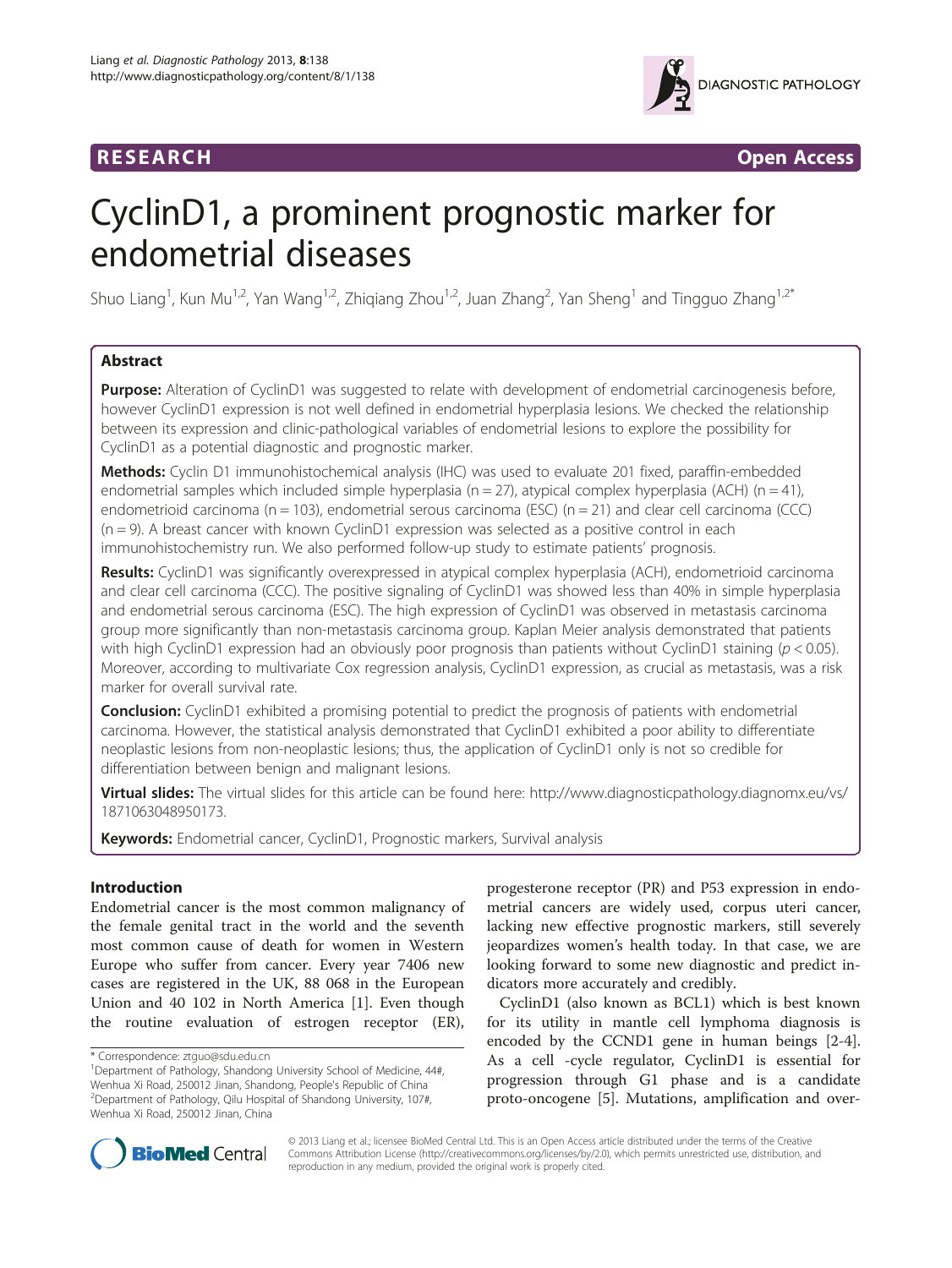RESEARCH Open Access

# CyclinD1, a prominent prognostic marker for endometrial diseases

Shuo Liang[1], Kun Mu[1,2], Yan Wang[1,2], Zhiqiang Zhou[1,2], Juan Zhang[2], Yan Sheng[1] and Tingguo Zhang[1,2*]

## Abstract

**Purpose:** Alteration of CyclinD1 was suggested to relate with development of endometrial carcinogenesis before, however CyclinD1 expression is not well defined in endometrial hyperplasia lesions. We checked the relationship between its expression and clinic-pathological variables of endometrial lesions to explore the possibility for CyclinD1 as a potential diagnostic and prognostic marker.

**Methods:** Cyclin D1 immunohistochemical analysis (IHC) was used to evaluate 201 fixed, paraffin-embedded endometrial samples which included simple hyperplasia (n = 27), atypical complex hyperplasia (ACH) (n = 41), endometrioid carcinoma (n = 103), endometrial serous carcinoma (ESC) (n = 21) and clear cell carcinoma (CCC) (n = 9). A breast cancer with known CyclinD1 expression was selected as a positive control in each immunohistochemistry run. We also performed follow-up study to estimate patients' prognosis.

**Results:** CyclinD1 was significantly overexpressed in atypical complex hyperplasia (ACH), endometrioid carcinoma and clear cell carcinoma (CCC). The positive signaling of CyclinD1 was showed less than 40% in simple hyperplasia and endometrial serous carcinoma (ESC). The high expression of CyclinD1 was observed in metastasis carcinoma group more significantly than non-metastasis carcinoma group. Kaplan Meier analysis demonstrated that patients with high CyclinD1 expression had an obviously poor prognosis than patients without CyclinD1 staining ($p < 0.05$). Moreover, according to multivariate Cox regression analysis, CyclinD1 expression, as crucial as metastasis, was a risk marker for overall survival rate.

**Conclusion:** CyclinD1 exhibited a promising potential to predict the prognosis of patients with endometrial carcinoma. However, the statistical analysis demonstrated that CyclinD1 exhibited a poor ability to differentiate neoplastic lesions from non-neoplastic lesions; thus, the application of CyclinD1 only is not so credible for differentiation between benign and malignant lesions.

**Virtual slides:** The virtual slides for this article can be found here: http://www.diagnosticpathology.diagnomx.eu/vs/1871063048950173.

**Keywords:** Endometrial cancer, CyclinD1, Prognostic markers, Survival analysis

## Introduction

Endometrial cancer is the most common malignancy of the female genital tract in the world and the seventh most common cause of death for women in Western Europe who suffer from cancer. Every year 7406 new cases are registered in the UK, 88 068 in the European Union and 40 102 in North America [1]. Even though the routine evaluation of estrogen receptor (ER), progesterone receptor (PR) and P53 expression in endometrial cancers are widely used, corpus uteri cancer, lacking new effective prognostic markers, still severely jeopardizes women's health today. In that case, we are looking forward to some new diagnostic and predict indicators more accurately and credibly.

CyclinD1 (also known as BCL1) which is best known for its utility in mantle cell lymphoma diagnosis is encoded by the CCND1 gene in human beings [2-4]. As a cell -cycle regulator, CyclinD1 is essential for progression through G1 phase and is a candidate proto-oncogene [5]. Mutations, amplification and over-

\* Correspondence: ztguo@sdu.edu.cn
[1]Department of Pathology, Shandong University School of Medicine, 44#, Wenhua Xi Road, 250012 Jinan, Shandong, People's Republic of China
[2]Department of Pathology, Qilu Hospital of Shandong University, 107#, Wenhua Xi Road, 250012 Jinan, China

© 2013 Liang et al.; licensee BioMed Central Ltd. This is an Open Access article distributed under the terms of the Creative Commons Attribution License (http://creativecommons.org/licenses/by/2.0), which permits unrestricted use, distribution, and reproduction in any medium, provided the original work is properly cited.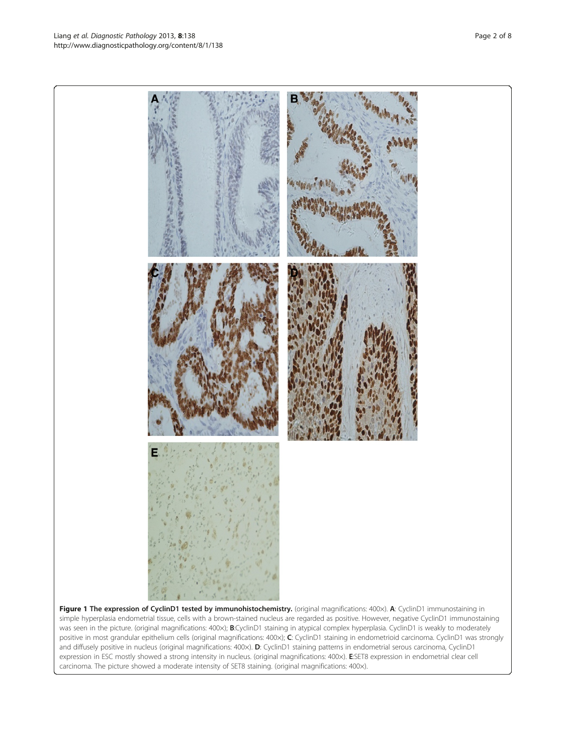**Figure 1 The expression of CyclinD1 tested by immunohistochemistry.** (original magnifications: 400×). **A**: CyclinD1 immunostaining in simple hyperplasia endometrial tissue, cells with a brown-stained nucleus are regarded as positive. However, negative CyclinD1 immunostaining was seen in the picture. (original magnifications: 400×); **B**:CyclinD1 staining in atypical complex hyperplasia. CyclinD1 is weakly to moderately positive in most grandular epithelium cells (original magnifications: 400×); **C**: CyclinD1 staining in endometrioid carcinoma. CyclinD1 was strongly and diffusely positive in nucleus (original magnifications: 400×). **D**: CyclinD1 staining patterns in endometrial serous carcinoma, CyclinD1 expression in ESC mostly showed a strong intensity in nucleus. (original magnifications: 400×). **E**:SET8 expression in endometrial clear cell carcinoma. The picture showed a moderate intensity of SET8 staining. (original magnifications: 400×).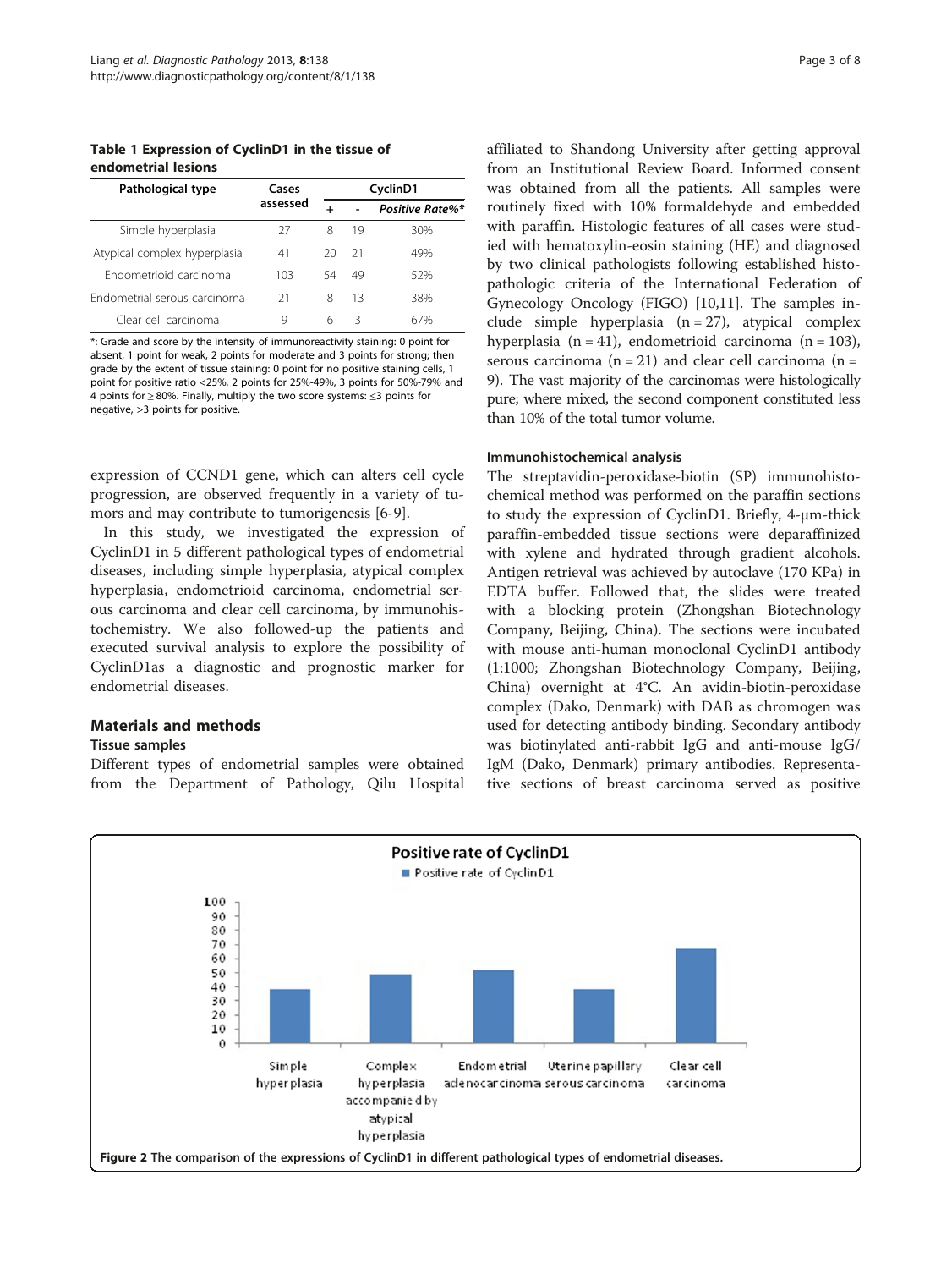**Table 1 Expression of CyclinD1 in the tissue of endometrial lesions**

| Pathological type | Cases assessed | CyclinD1 | | |
|---|---|---|---|---|
| | | + | - | *Positive Rate%** |
| Simple hyperplasia | 27 | 8 | 19 | 30% |
| Atypical complex hyperplasia | 41 | 20 | 21 | 49% |
| Endometrioid carcinoma | 103 | 54 | 49 | 52% |
| Endometrial serous carcinoma | 21 | 8 | 13 | 38% |
| Clear cell carcinoma | 9 | 6 | 3 | 67% |

*: Grade and score by the intensity of immunoreactivity staining: 0 point for absent, 1 point for weak, 2 points for moderate and 3 points for strong; then grade by the extent of tissue staining: 0 point for no positive staining cells, 1 point for positive ratio <25%, 2 points for 25%-49%, 3 points for 50%-79% and 4 points for ≥ 80%. Finally, multiply the two score systems: ≤3 points for negative, >3 points for positive.

expression of CCND1 gene, which can alters cell cycle progression, are observed frequently in a variety of tumors and may contribute to tumorigenesis [6-9].

In this study, we investigated the expression of CyclinD1 in 5 different pathological types of endometrial diseases, including simple hyperplasia, atypical complex hyperplasia, endometrioid carcinoma, endometrial serous carcinoma and clear cell carcinoma, by immunohistochemistry. We also followed-up the patients and executed survival analysis to explore the possibility of CyclinD1as a diagnostic and prognostic marker for endometrial diseases.

## Materials and methods

### Tissue samples

Different types of endometrial samples were obtained from the Department of Pathology, Qilu Hospital affiliated to Shandong University after getting approval from an Institutional Review Board. Informed consent was obtained from all the patients. All samples were routinely fixed with 10% formaldehyde and embedded with paraffin. Histologic features of all cases were studied with hematoxylin-eosin staining (HE) and diagnosed by two clinical pathologists following established histopathologic criteria of the International Federation of Gynecology Oncology (FIGO) [10,11]. The samples include simple hyperplasia (n = 27), atypical complex hyperplasia (n = 41), endometrioid carcinoma (n = 103), serous carcinoma (n = 21) and clear cell carcinoma (n = 9). The vast majority of the carcinomas were histologically pure; where mixed, the second component constituted less than 10% of the total tumor volume.

### Immunohistochemical analysis

The streptavidin-peroxidase-biotin (SP) immunohistochemical method was performed on the paraffin sections to study the expression of CyclinD1. Briefly, 4-μm-thick paraffin-embedded tissue sections were deparaffinized with xylene and hydrated through gradient alcohols. Antigen retrieval was achieved by autoclave (170 KPa) in EDTA buffer. Followed that, the slides were treated with a blocking protein (Zhongshan Biotechnology Company, Beijing, China). The sections were incubated with mouse anti-human monoclonal CyclinD1 antibody (1:1000; Zhongshan Biotechnology Company, Beijing, China) overnight at 4°C. An avidin-biotin-peroxidase complex (Dako, Denmark) with DAB as chromogen was used for detecting antibody binding. Secondary antibody was biotinylated anti-rabbit IgG and anti-mouse IgG/IgM (Dako, Denmark) primary antibodies. Representative sections of breast carcinoma served as positive

Positive rate of CyclinD1

Positive rate of CyclinD1

100
90
80
70
60
50
40
30
20
10
0

Simple hyperplasia

Complex hyperplasia accompanied by atypical hyperplasia

Endometrial adenocarcinoma

Uterine papillary serous carcinoma

Clear cell carcinoma

**Figure 2 The comparison of the expressions of CyclinD1 in different pathological types of endometrial diseases.**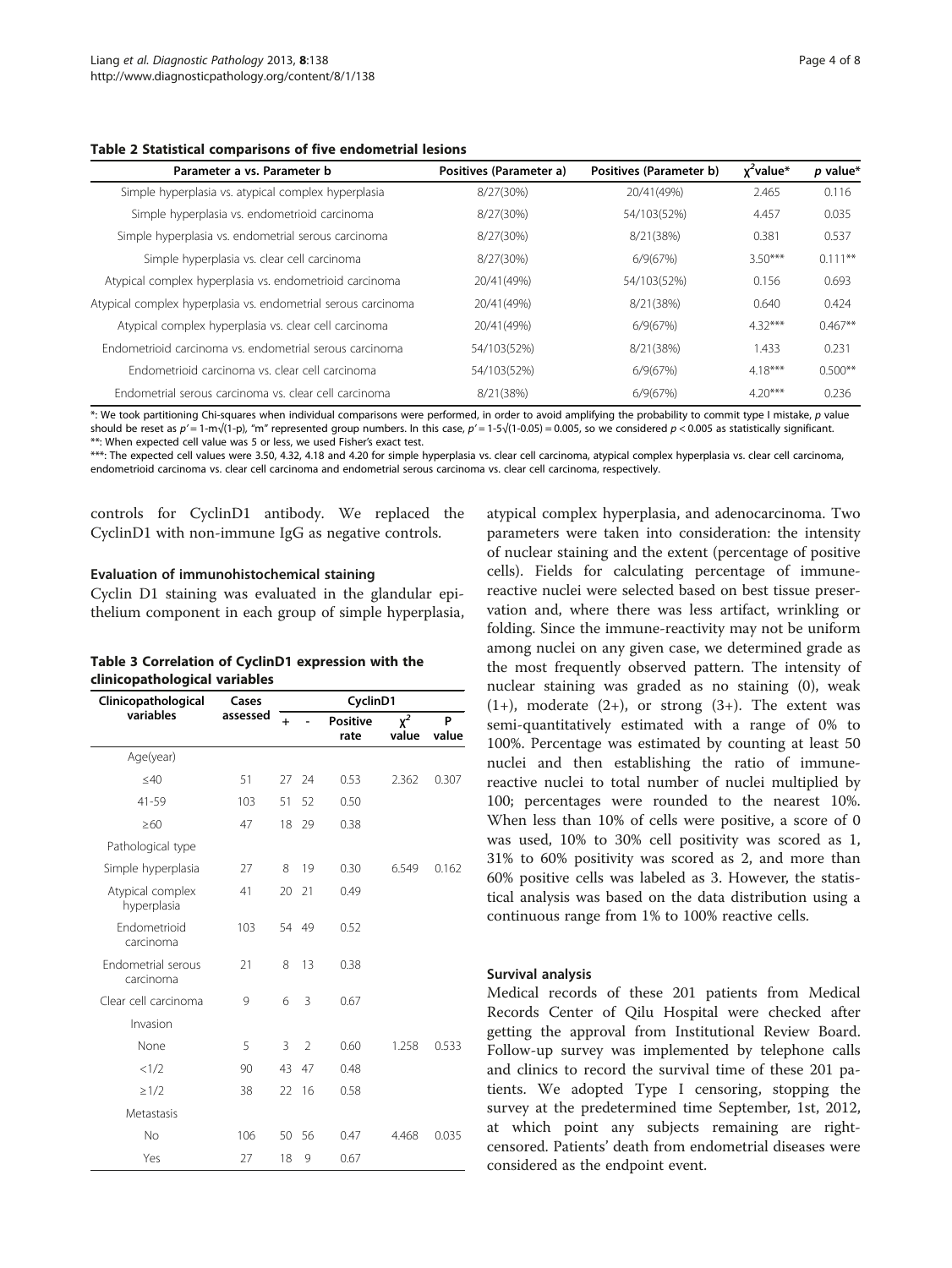**Table 2 Statistical comparisons of five endometrial lesions**

| Parameter a vs. Parameter b | Positives (Parameter a) | Positives (Parameter b) | $\chi^2$value* | *p* value* |
|---|---|---|---|---|
| Simple hyperplasia vs. atypical complex hyperplasia | 8/27(30%) | 20/41(49%) | 2.465 | 0.116 |
| Simple hyperplasia vs. endometrioid carcinoma | 8/27(30%) | 54/103(52%) | 4.457 | 0.035 |
| Simple hyperplasia vs. endometrial serous carcinoma | 8/27(30%) | 8/21(38%) | 0.381 | 0.537 |
| Simple hyperplasia vs. clear cell carcinoma | 8/27(30%) | 6/9(67%) | 3.50*** | 0.111** |
| Atypical complex hyperplasia vs. endometrioid carcinoma | 20/41(49%) | 54/103(52%) | 0.156 | 0.693 |
| Atypical complex hyperplasia vs. endometrial serous carcinoma | 20/41(49%) | 8/21(38%) | 0.640 | 0.424 |
| Atypical complex hyperplasia vs. clear cell carcinoma | 20/41(49%) | 6/9(67%) | 4.32*** | 0.467** |
| Endometrioid carcinoma vs. endometrial serous carcinoma | 54/103(52%) | 8/21(38%) | 1.433 | 0.231 |
| Endometrioid carcinoma vs. clear cell carcinoma | 54/103(52%) | 6/9(67%) | 4.18*** | 0.500** |
| Endometrial serous carcinoma vs. clear cell carcinoma | 8/21(38%) | 6/9(67%) | 4.20*** | 0.236 |

*: We took partitioning Chi-squares when individual comparisons were performed, in order to avoid amplifying the probability to commit type I mistake, *p* value should be reset as $p' = 1\text{-}m\sqrt{(1\text{-}p)}$, "m" represented group numbers. In this case, $p' = 1\text{-}5\sqrt{(1\text{-}0.05)} = 0.005$, so we considered $p < 0.005$ as statistically significant.
**: When expected cell value was 5 or less, we used Fisher's exact test.
***: The expected cell values were 3.50, 4.32, 4.18 and 4.20 for simple hyperplasia vs. clear cell carcinoma, atypical complex hyperplasia vs. clear cell carcinoma, endometrioid carcinoma vs. clear cell carcinoma and endometrial serous carcinoma vs. clear cell carcinoma, respectively.

controls for CyclinD1 antibody. We replaced the CyclinD1 with non-immune IgG as negative controls.

### Evaluation of immunohistochemical staining

Cyclin D1 staining was evaluated in the glandular epithelium component in each group of simple hyperplasia, atypical complex hyperplasia, and adenocarcinoma. Two parameters were taken into consideration: the intensity of nuclear staining and the extent (percentage of positive cells). Fields for calculating percentage of immunereactive nuclei were selected based on best tissue preservation and, where there was less artifact, wrinkling or folding. Since the immune-reactivity may not be uniform among nuclei on any given case, we determined grade as the most frequently observed pattern. The intensity of nuclear staining was graded as no staining (0), weak (1+), moderate (2+), or strong (3+). The extent was semi-quantitatively estimated with a range of 0% to 100%. Percentage was estimated by counting at least 50 nuclei and then establishing the ratio of immunereactive nuclei to total number of nuclei multiplied by 100; percentages were rounded to the nearest 10%. When less than 10% of cells were positive, a score of 0 was used, 10% to 30% cell positivity was scored as 1, 31% to 60% positivity was scored as 2, and more than 60% positive cells was labeled as 3. However, the statistical analysis was based on the data distribution using a continuous range from 1% to 100% reactive cells.

**Table 3 Correlation of CyclinD1 expression with the clinicopathological variables**

| Clinicopathological variables | Cases assessed | CyclinD1 | | | | |
|---|---|---|---|---|---|---|
| | | + | - | Positive rate | $\chi^2$ value | P value |
| Age(year) | | | | | | |
| ≤40 | 51 | 27 | 24 | 0.53 | 2.362 | 0.307 |
| 41-59 | 103 | 51 | 52 | 0.50 | | |
| ≥60 | 47 | 18 | 29 | 0.38 | | |
| Pathological type | | | | | | |
| Simple hyperplasia | 27 | 8 | 19 | 0.30 | 6.549 | 0.162 |
| Atypical complex hyperplasia | 41 | 20 | 21 | 0.49 | | |
| Endometrioid carcinoma | 103 | 54 | 49 | 0.52 | | |
| Endometrial serous carcinoma | 21 | 8 | 13 | 0.38 | | |
| Clear cell carcinoma | 9 | 6 | 3 | 0.67 | | |
| Invasion | | | | | | |
| None | 5 | 3 | 2 | 0.60 | 1.258 | 0.533 |
| <1/2 | 90 | 43 | 47 | 0.48 | | |
| ≥1/2 | 38 | 22 | 16 | 0.58 | | |
| Metastasis | | | | | | |
| No | 106 | 50 | 56 | 0.47 | 4.468 | 0.035 |
| Yes | 27 | 18 | 9 | 0.67 | | |

### Survival analysis

Medical records of these 201 patients from Medical Records Center of Qilu Hospital were checked after getting the approval from Institutional Review Board. Follow-up survey was implemented by telephone calls and clinics to record the survival time of these 201 patients. We adopted Type I censoring, stopping the survey at the predetermined time September, 1st, 2012, at which point any subjects remaining are right-censored. Patients' death from endometrial diseases were considered as the endpoint event.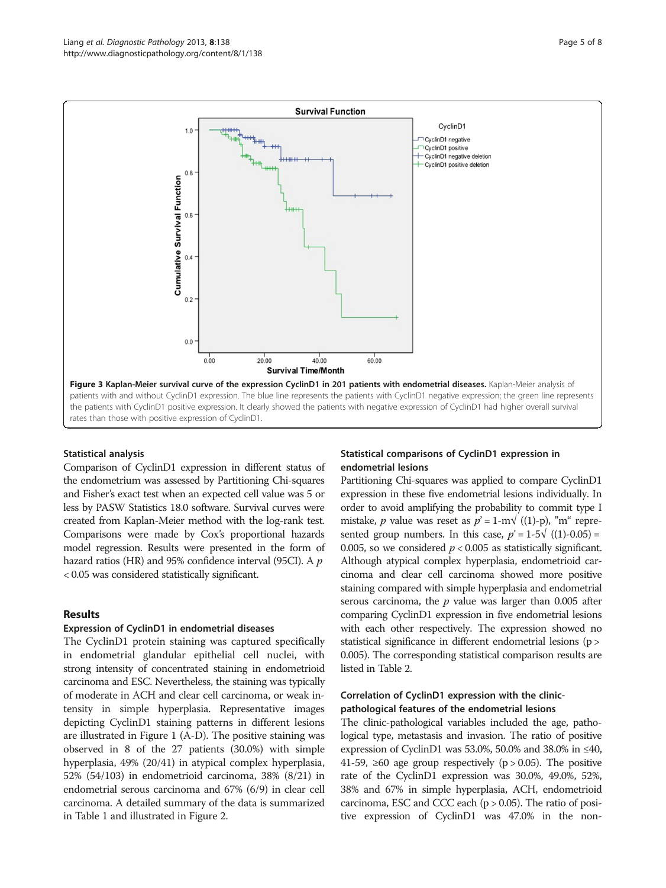Survival Function

CyclinD1

CyclinD1 negative

CyclinD1 positive

CyclinD1 negative deletion

CyclinD1 positive deletion

Cumulative Survival Function

1.0

0.8

0.6

0.4

0.2

0.0

0.00

20.00

40.00

60.00

Survival Time/Month

**Figure 3 Kaplan-Meier survival curve of the expression CyclinD1 in 201 patients with endometrial diseases.** Kaplan-Meier analysis of patients with and without CyclinD1 expression. The blue line represents the patients with CyclinD1 negative expression; the green line represents the patients with CyclinD1 positive expression. It clearly showed the patients with negative expression of CyclinD1 had higher overall survival rates than those with positive expression of CyclinD1.

#### Statistical analysis

Comparison of CyclinD1 expression in different status of the endometrium was assessed by Partitioning Chi-squares and Fisher's exact test when an expected cell value was 5 or less by PASW Statistics 18.0 software. Survival curves were created from Kaplan-Meier method with the log-rank test. Comparisons were made by Cox's proportional hazards model regression. Results were presented in the form of hazard ratios (HR) and 95% confidence interval (95CI). A $p < 0.05$ was considered statistically significant.

## Results

#### Expression of CyclinD1 in endometrial diseases

The CyclinD1 protein staining was captured specifically in endometrial glandular epithelial cell nuclei, with strong intensity of concentrated staining in endometrioid carcinoma and ESC. Nevertheless, the staining was typically of moderate in ACH and clear cell carcinoma, or weak intensity in simple hyperplasia. Representative images depicting CyclinD1 staining patterns in different lesions are illustrated in Figure 1 (A-D). The positive staining was observed in 8 of the 27 patients (30.0%) with simple hyperplasia, 49% (20/41) in atypical complex hyperplasia, 52% (54/103) in endometrioid carcinoma, 38% (8/21) in endometrial serous carcinoma and 67% (6/9) in clear cell carcinoma. A detailed summary of the data is summarized in Table 1 and illustrated in Figure 2.

#### Statistical comparisons of CyclinD1 expression in endometrial lesions

Partitioning Chi-squares was applied to compare CyclinD1 expression in these five endometrial lesions individually. In order to avoid amplifying the probability to commit type I mistake, $p$ value was reset as $p' = 1\text{-}m\sqrt{((1)\text{-}p)}$, "m" represented group numbers. In this case, $p' = 1\text{-}5\sqrt{((1)\text{-}0.05)} = 0.005$, so we considered $p < 0.005$ as statistically significant. Although atypical complex hyperplasia, endometrioid carcinoma and clear cell carcinoma showed more positive staining compared with simple hyperplasia and endometrial serous carcinoma, the $p$ value was larger than 0.005 after comparing CyclinD1 expression in five endometrial lesions with each other respectively. The expression showed no statistical significance in different endometrial lesions ($p > 0.005$). The corresponding statistical comparison results are listed in Table 2.

#### Correlation of CyclinD1 expression with the clinic-pathological features of the endometrial lesions

The clinic-pathological variables included the age, pathological type, metastasis and invasion. The ratio of positive expression of CyclinD1 was 53.0%, 50.0% and 38.0% in ≤40, 41-59, ≥60 age group respectively ($p > 0.05$). The positive rate of the CyclinD1 expression was 30.0%, 49.0%, 52%, 38% and 67% in simple hyperplasia, ACH, endometrioid carcinoma, ESC and CCC each ($p > 0.05$). The ratio of positive expression of CyclinD1 was 47.0% in the non-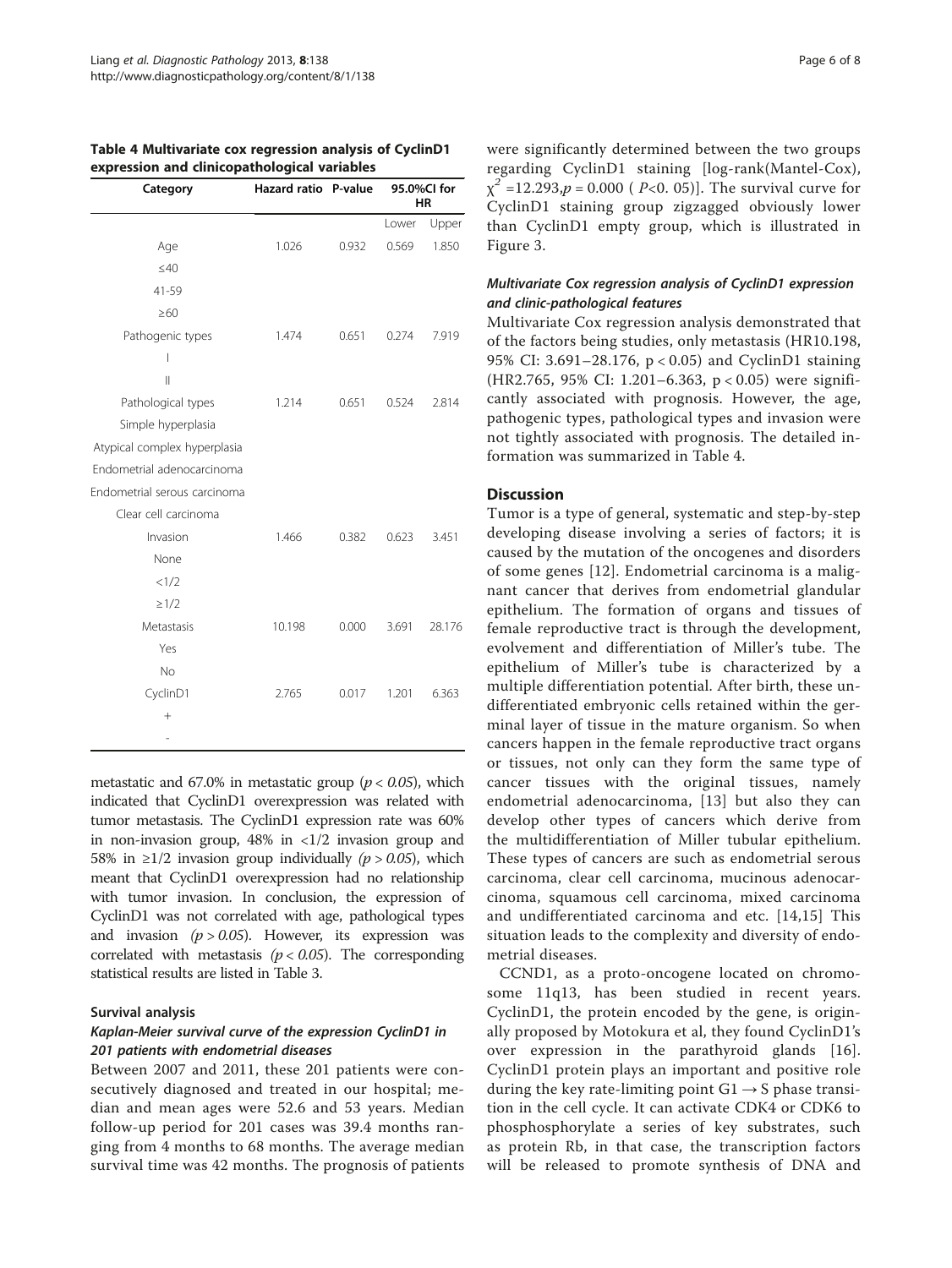**Table 4 Multivariate cox regression analysis of CyclinD1 expression and clinicopathological variables**

| Category | Hazard ratio | P-value | 95.0%CI for HR | |
|---|---|---|---|---|
| | | | Lower | Upper |
| Age | 1.026 | 0.932 | 0.569 | 1.850 |
| ≤40 | | | | |
| 41-59 | | | | |
| ≥60 | | | | |
| Pathogenic types | 1.474 | 0.651 | 0.274 | 7.919 |
| I | | | | |
| II | | | | |
| Pathological types | 1.214 | 0.651 | 0.524 | 2.814 |
| Simple hyperplasia | | | | |
| Atypical complex hyperplasia | | | | |
| Endometrial adenocarcinoma | | | | |
| Endometrial serous carcinoma | | | | |
| Clear cell carcinoma | | | | |
| Invasion | 1.466 | 0.382 | 0.623 | 3.451 |
| None | | | | |
| <1/2 | | | | |
| ≥1/2 | | | | |
| Metastasis | 10.198 | 0.000 | 3.691 | 28.176 |
| Yes | | | | |
| No | | | | |
| CyclinD1 | 2.765 | 0.017 | 1.201 | 6.363 |
| + | | | | |
| - | | | | |

metastatic and 67.0% in metastatic group ($p < 0.05$), which indicated that CyclinD1 overexpression was related with tumor metastasis. The CyclinD1 expression rate was 60% in non-invasion group, 48% in <1/2 invasion group and 58% in ≥1/2 invasion group individually ($p > 0.05$), which meant that CyclinD1 overexpression had no relationship with tumor invasion. In conclusion, the expression of CyclinD1 was not correlated with age, pathological types and invasion ($p > 0.05$). However, its expression was correlated with metastasis ($p < 0.05$). The corresponding statistical results are listed in Table 3.

### Survival analysis

#### Kaplan-Meier survival curve of the expression CyclinD1 in 201 patients with endometrial diseases

Between 2007 and 2011, these 201 patients were consecutively diagnosed and treated in our hospital; median and mean ages were 52.6 and 53 years. Median follow-up period for 201 cases was 39.4 months ranging from 4 months to 68 months. The average median survival time was 42 months. The prognosis of patients were significantly determined between the two groups regarding CyclinD1 staining [log-rank(Mantel-Cox), $\chi^2$ =12.293,$p$ = 0.000 ( $P$<0. 05)]. The survival curve for CyclinD1 staining group zigzagged obviously lower than CyclinD1 empty group, which is illustrated in Figure 3.

#### Multivariate Cox regression analysis of CyclinD1 expression and clinic-pathological features

Multivariate Cox regression analysis demonstrated that of the factors being studies, only metastasis (HR10.198, 95% CI: 3.691–28.176, p < 0.05) and CyclinD1 staining (HR2.765, 95% CI: 1.201–6.363, p < 0.05) were significantly associated with prognosis. However, the age, pathogenic types, pathological types and invasion were not tightly associated with prognosis. The detailed information was summarized in Table 4.

## Discussion

Tumor is a type of general, systematic and step-by-step developing disease involving a series of factors; it is caused by the mutation of the oncogenes and disorders of some genes [12]. Endometrial carcinoma is a malignant cancer that derives from endometrial glandular epithelium. The formation of organs and tissues of female reproductive tract is through the development, evolvement and differentiation of Miller's tube. The epithelium of Miller's tube is characterized by a multiple differentiation potential. After birth, these undifferentiated embryonic cells retained within the germinal layer of tissue in the mature organism. So when cancers happen in the female reproductive tract organs or tissues, not only can they form the same type of cancer tissues with the original tissues, namely endometrial adenocarcinoma, [13] but also they can develop other types of cancers which derive from the multidifferentiation of Miller tubular epithelium. These types of cancers are such as endometrial serous carcinoma, clear cell carcinoma, mucinous adenocarcinoma, squamous cell carcinoma, mixed carcinoma and undifferentiated carcinoma and etc. [14,15] This situation leads to the complexity and diversity of endometrial diseases.

CCND1, as a proto-oncogene located on chromosome 11q13, has been studied in recent years. CyclinD1, the protein encoded by the gene, is originally proposed by Motokura et al, they found CyclinD1's over expression in the parathyroid glands [16]. CyclinD1 protein plays an important and positive role during the key rate-limiting point G1 → S phase transition in the cell cycle. It can activate CDK4 or CDK6 to phosphosphorylate a series of key substrates, such as protein Rb, in that case, the transcription factors will be released to promote synthesis of DNA and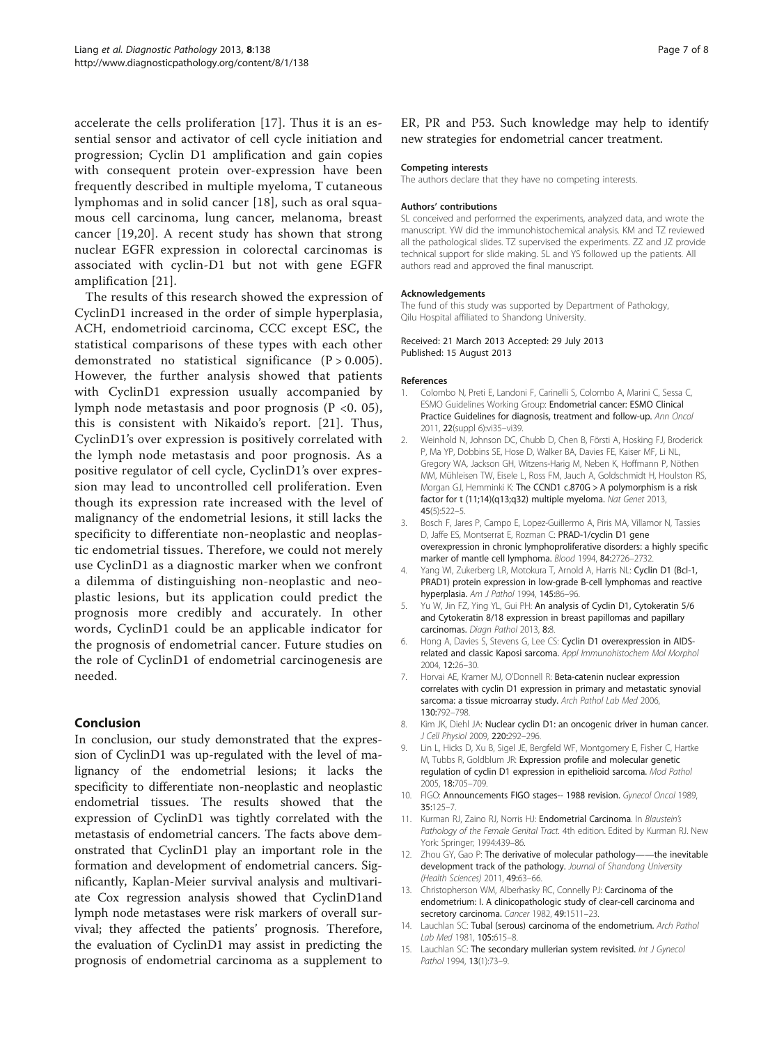accelerate the cells proliferation [17]. Thus it is an essential sensor and activator of cell cycle initiation and progression; Cyclin D1 amplification and gain copies with consequent protein over-expression have been frequently described in multiple myeloma, T cutaneous lymphomas and in solid cancer [18], such as oral squamous cell carcinoma, lung cancer, melanoma, breast cancer [19,20]. A recent study has shown that strong nuclear EGFR expression in colorectal carcinomas is associated with cyclin-D1 but not with gene EGFR amplification [21].

The results of this research showed the expression of CyclinD1 increased in the order of simple hyperplasia, ACH, endometrioid carcinoma, CCC except ESC, the statistical comparisons of these types with each other demonstrated no statistical significance ($P > 0.005$). However, the further analysis showed that patients with CyclinD1 expression usually accompanied by lymph node metastasis and poor prognosis ($P < 0.05$), this is consistent with Nikaido's report. [21]. Thus, CyclinD1's over expression is positively correlated with the lymph node metastasis and poor prognosis. As a positive regulator of cell cycle, CyclinD1's over expression may lead to uncontrolled cell proliferation. Even though its expression rate increased with the level of malignancy of the endometrial lesions, it still lacks the specificity to differentiate non-neoplastic and neoplastic endometrial tissues. Therefore, we could not merely use CyclinD1 as a diagnostic marker when we confront a dilemma of distinguishing non-neoplastic and neoplastic lesions, but its application could predict the prognosis more credibly and accurately. In other words, CyclinD1 could be an applicable indicator for the prognosis of endometrial cancer. Future studies on the role of CyclinD1 of endometrial carcinogenesis are needed.

## Conclusion

In conclusion, our study demonstrated that the expression of CyclinD1 was up-regulated with the level of malignancy of the endometrial lesions; it lacks the specificity to differentiate non-neoplastic and neoplastic endometrial tissues. The results showed that the expression of CyclinD1 was tightly correlated with the metastasis of endometrial cancers. The facts above demonstrated that CyclinD1 play an important role in the formation and development of endometrial cancers. Significantly, Kaplan-Meier survival analysis and multivariate Cox regression analysis showed that CyclinD1and lymph node metastases were risk markers of overall survival; they affected the patients' prognosis. Therefore, the evaluation of CyclinD1 may assist in predicting the prognosis of endometrial carcinoma as a supplement to ER, PR and P53. Such knowledge may help to identify new strategies for endometrial cancer treatment.

#### Competing interests

The authors declare that they have no competing interests.

#### Authors' contributions

SL conceived and performed the experiments, analyzed data, and wrote the manuscript. YW did the immunohistochemical analysis. KM and TZ reviewed all the pathological slides. TZ supervised the experiments. ZZ and JZ provide technical support for slide making. SL and YS followed up the patients. All authors read and approved the final manuscript.

#### Acknowledgements

The fund of this study was supported by Department of Pathology, Qilu Hospital affiliated to Shandong University.

Received: 21 March 2013 Accepted: 29 July 2013
Published: 15 August 2013

#### References

1. Colombo N, Preti E, Landoni F, Carinelli S, Colombo A, Marini C, Sessa C, ESMO Guidelines Working Group: **Endometrial cancer: ESMO Clinical Practice Guidelines for diagnosis, treatment and follow-up.** *Ann Oncol* 2011, **22**(suppl 6):vi35–vi39.
2. Weinhold N, Johnson DC, Chubb D, Chen B, Försti A, Hosking FJ, Broderick P, Ma YP, Dobbins SE, Hose D, Walker BA, Davies FE, Kaiser MF, Li NL, Gregory WA, Jackson GH, Witzens-Harig M, Neben K, Hoffmann P, Nöthen MM, Mühleisen TW, Eisele L, Ross FM, Jauch A, Goldschmidt H, Houlston RS, Morgan GJ, Hemminki K: **The CCND1 c.870G > A polymorphism is a risk factor for t (11;14)(q13;q32) multiple myeloma.** *Nat Genet* 2013, **45**(5):522–5.
3. Bosch F, Jares P, Campo E, Lopez-Guillermo A, Piris MA, Villamor N, Tassies D, Jaffe ES, Montserrat E, Rozman C: **PRAD-1/cyclin D1 gene overexpression in chronic lymphoproliferative disorders: a highly specific marker of mantle cell lymphoma.** *Blood* 1994, **84**:2726–2732.
4. Yang WI, Zukerberg LR, Motokura T, Arnold A, Harris NL: **Cyclin D1 (Bcl-1, PRAD1) protein expression in low-grade B-cell lymphomas and reactive hyperplasia.** *Am J Pathol* 1994, **145**:86–96.
5. Yu W, Jin FZ, Ying YL, Gui PH: **An analysis of Cyclin D1, Cytokeratin 5/6 and Cytokeratin 8/18 expression in breast papillomas and papillary carcinomas.** *Diagn Pathol* 2013, **8**:8.
6. Hong A, Davies S, Stevens G, Lee CS: **Cyclin D1 overexpression in AIDS-related and classic Kaposi sarcoma.** *Appl Immunohistochem Mol Morphol* 2004, **12**:26–30.
7. Horvai AE, Kramer MJ, O'Donnell R: **Beta-catenin nuclear expression correlates with cyclin D1 expression in primary and metastatic synovial sarcoma: a tissue microarray study.** *Arch Pathol Lab Med* 2006, **130**:792–798.
8. Kim JK, Diehl JA: **Nuclear cyclin D1: an oncogenic driver in human cancer.** *J Cell Physiol* 2009, **220**:292–296.
9. Lin L, Hicks D, Xu B, Sigel JE, Bergfeld WF, Montgomery E, Fisher C, Hartke M, Tubbs R, Goldblum JR: **Expression profile and molecular genetic regulation of cyclin D1 expression in epithelioid sarcoma.** *Mod Pathol* 2005, **18**:705–709.
10. FIGO: **Announcements FIGO stages-- 1988 revision.** *Gynecol Oncol* 1989, **35**:125–7.
11. Kurman RJ, Zaino RJ, Norris HJ: **Endometrial Carcinoma.** In *Blaustein's Pathology of the Female Genital Tract.* 4th edition. Edited by Kurman RJ. New York: Springer; 1994:439–86.
12. Zhou GY, Gao P: **The derivative of molecular pathology——the inevitable development track of the pathology.** *Journal of Shandong University (Health Sciences)* 2011, **49**:63–66.
13. Christopherson WM, Alberhasky RC, Connelly PJ: **Carcinoma of the endometrium: I. A clinicopathologic study of clear-cell carcinoma and secretory carcinoma.** *Cancer* 1982, **49**:1511–23.
14. Lauchlan SC: **Tubal (serous) carcinoma of the endometrium.** *Arch Pathol Lab Med* 1981, **105**:615–8.
15. Lauchlan SC: **The secondary mullerian system revisited.** *Int J Gynecol Pathol* 1994, **13**(1):73–9.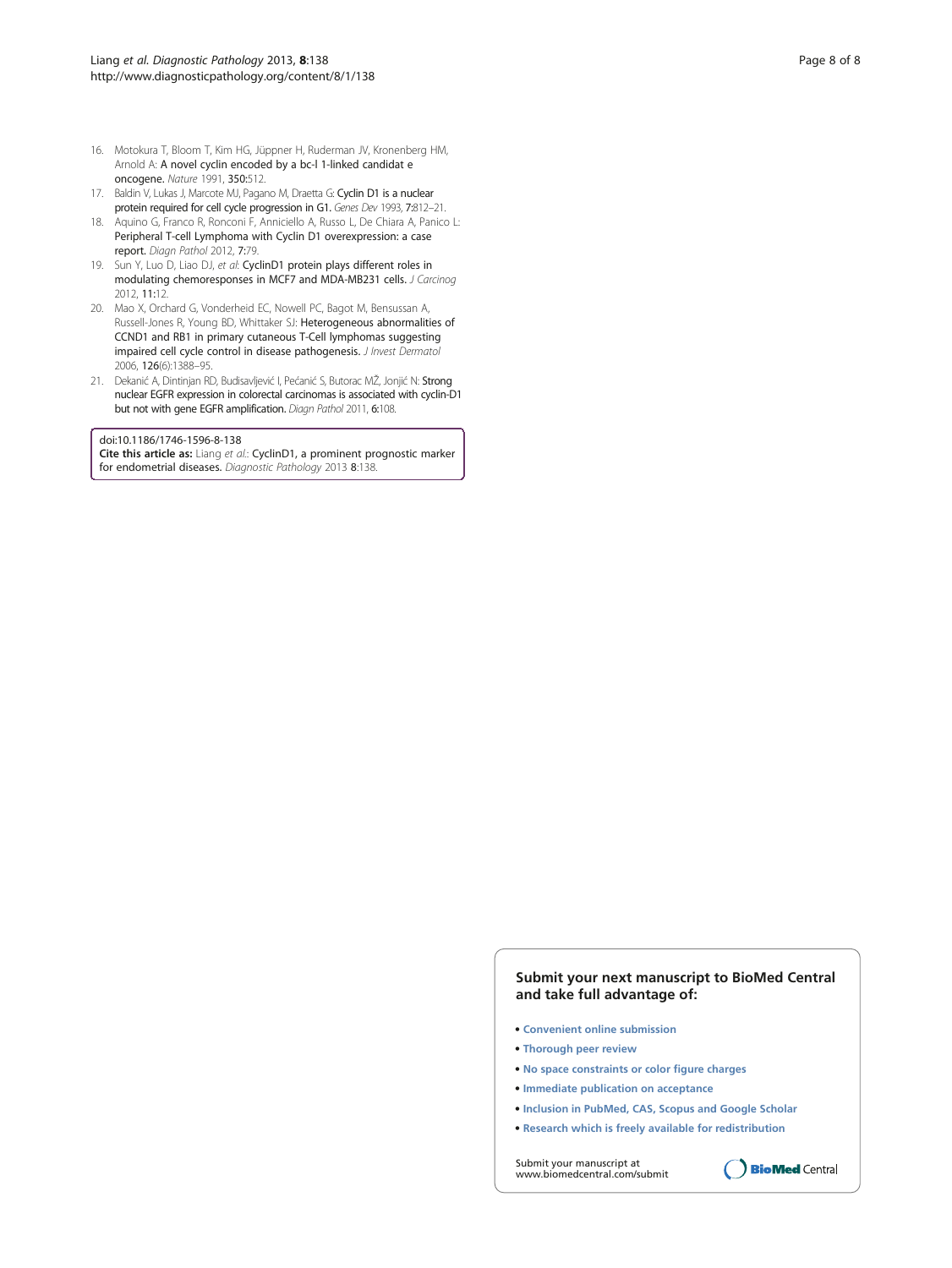16. Motokura T, Bloom T, Kim HG, Jüppner H, Ruderman JV, Kronenberg HM, Arnold A: **A novel cyclin encoded by a bc-l 1-linked candidat e oncogene.** *Nature* 1991, **350:**512.
17. Baldin V, Lukas J, Marcote MJ, Pagano M, Draetta G: **Cyclin D1 is a nuclear protein required for cell cycle progression in G1.** *Genes Dev* 1993, **7:**812–21.
18. Aquino G, Franco R, Ronconi F, Anniciello A, Russo L, De Chiara A, Panico L: **Peripheral T-cell Lymphoma with Cyclin D1 overexpression: a case report.** *Diagn Pathol* 2012, **7:**79.
19. Sun Y, Luo D, Liao DJ, *et al*: **CyclinD1 protein plays different roles in modulating chemoresponses in MCF7 and MDA-MB231 cells.** *J Carcinog* 2012, **11:**12.
20. Mao X, Orchard G, Vonderheid EC, Nowell PC, Bagot M, Bensussan A, Russell-Jones R, Young BD, Whittaker SJ: **Heterogeneous abnormalities of CCND1 and RB1 in primary cutaneous T-Cell lymphomas suggesting impaired cell cycle control in disease pathogenesis.** *J Invest Dermatol* 2006, **126**(6):1388–95.
21. Dekanić A, Dintinjan RD, Budisavljević I, Pećanić S, Butorac MŽ, Jonjić N: **Strong nuclear EGFR expression in colorectal carcinomas is associated with cyclin-D1 but not with gene EGFR amplification.** *Diagn Pathol* 2011, **6:**108.

doi:10.1186/1746-1596-8-138
**Cite this article as:** Liang *et al.*: CyclinD1, a prominent prognostic marker for endometrial diseases. *Diagnostic Pathology* 2013 **8**:138.

**Submit your next manuscript to BioMed Central and take full advantage of:**

- **Convenient online submission**
- **Thorough peer review**
- **No space constraints or color figure charges**
- **Immediate publication on acceptance**
- **Inclusion in PubMed, CAS, Scopus and Google Scholar**
- **Research which is freely available for redistribution**

Submit your manuscript at
www.biomedcentral.com/submit

BioMed Central